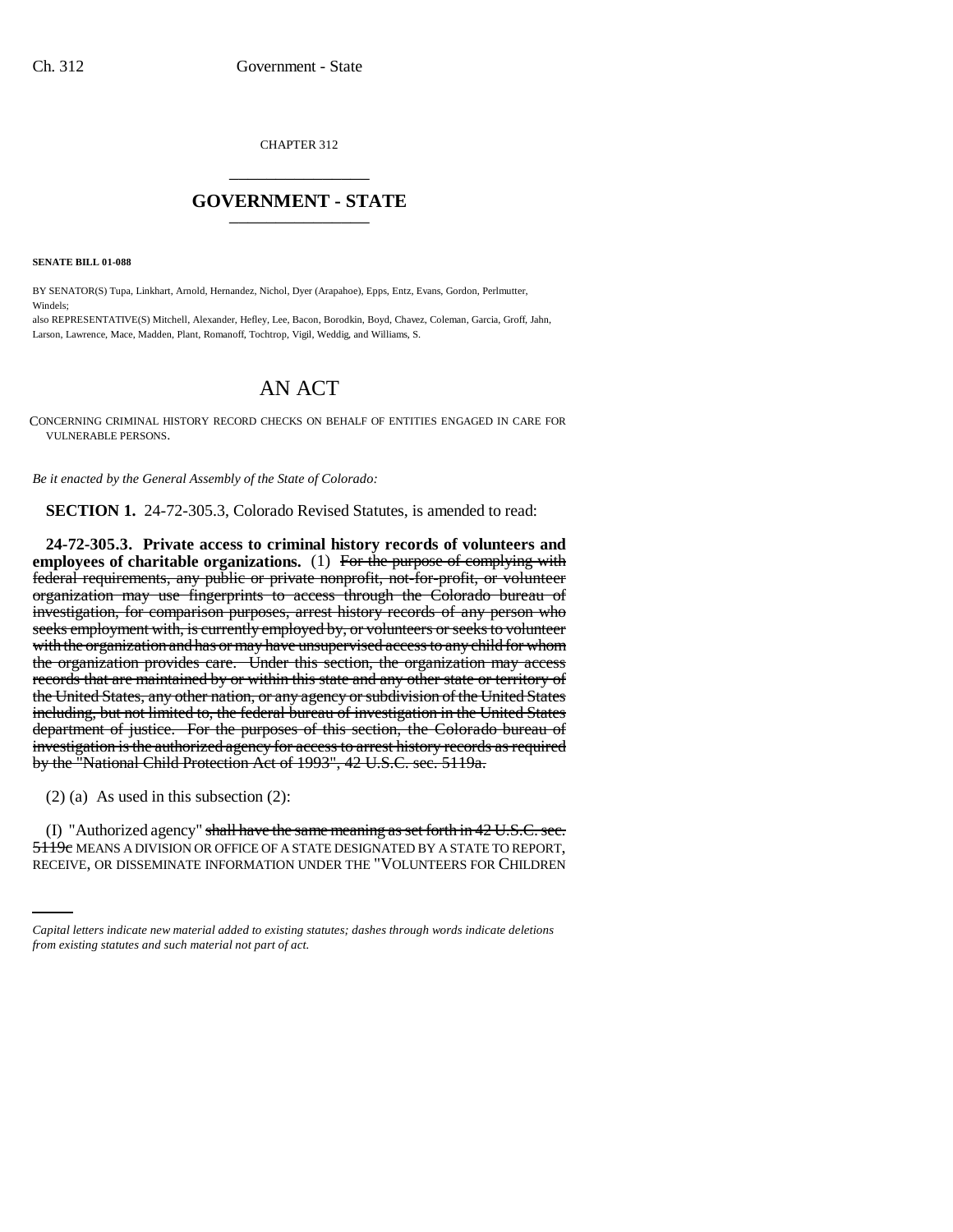CHAPTER 312

## GOVERNMENT - STATE

**SENATE BILL 01-088**

BY SENATOR(S) Tupa, Linkhart, Arnold, Hernandez, Nichol, Dyer (Arapahoe), Epps, Entz, Evans, Gordon, Perlmutter, Windels;

also REPRESENTATIVE(S) Mitchell, Alexander, Hefley, Lee, Bacon, Borodkin, Boyd, Chavez, Coleman, Garcia, Groff, Jahn, Larson, Lawrence, Mace, Madden, Plant, Romanoff, Tochtrop, Vigil, Weddig, and Williams, S.

# AN ACT

CONCERNING CRIMINAL HISTORY RECORD CHECKS ON BEHALF OF ENTITIES ENGAGED IN CARE FOR VULNERABLE PERSONS.

*Be it enacted by the General Assembly of the State of Colorado:*

**SECTION 1.** 24-72-305.3, Colorado Revised Statutes, is amended to read:

**24-72-305.3. Private access to criminal history records of volunteers and employees of charitable organizations.** (1) ~~For the purpose of complying with federal requirements, any public or private nonprofit, not-for-profit, or volunteer organization may use fingerprints to access through the Colorado bureau of investigation, for comparison purposes, arrest history records of any person who seeks employment with, is currently employed by, or volunteers or seeks to volunteer with the organization and has or may have unsupervised access to any child for whom the organization provides care. Under this section, the organization may access records that are maintained by or within this state and any other state or territory of the United States, any other nation, or any agency or subdivision of the United States including, but not limited to, the federal bureau of investigation in the United States department of justice. For the purposes of this section, the Colorado bureau of investigation is the authorized agency for access to arrest history records as required by the "National Child Protection Act of 1993", 42 U.S.C. sec. 5119a.~~

(2) (a) As used in this subsection (2):

(I) "Authorized agency" ~~shall have the same meaning as set forth in 42 U.S.C. sec. 5119c~~ MEANS A DIVISION OR OFFICE OF A STATE DESIGNATED BY A STATE TO REPORT, RECEIVE, OR DISSEMINATE INFORMATION UNDER THE "VOLUNTEERS FOR CHILDREN

*Capital letters indicate new material added to existing statutes; dashes through words indicate deletions from existing statutes and such material not part of act.*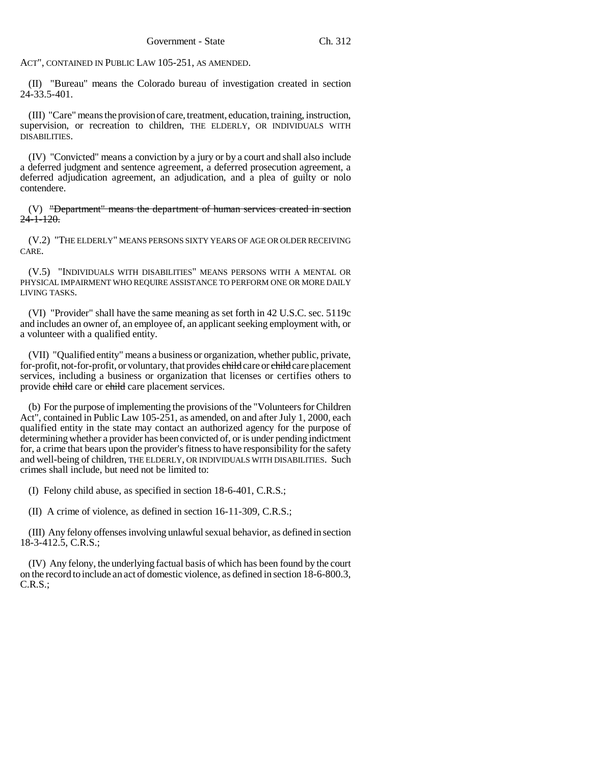ACT", CONTAINED IN PUBLIC LAW 105-251, AS AMENDED.

(II) "Bureau" means the Colorado bureau of investigation created in section 24-33.5-401.

(III) "Care" means the provision of care, treatment, education, training, instruction, supervision, or recreation to children, THE ELDERLY, OR INDIVIDUALS WITH DISABILITIES.

(IV) "Convicted" means a conviction by a jury or by a court and shall also include a deferred judgment and sentence agreement, a deferred prosecution agreement, a deferred adjudication agreement, an adjudication, and a plea of guilty or nolo contendere.

(V) ~~"Department" means the department of human services created in section 24-1-120.~~

(V.2) "THE ELDERLY" MEANS PERSONS SIXTY YEARS OF AGE OR OLDER RECEIVING CARE.

(V.5) "INDIVIDUALS WITH DISABILITIES" MEANS PERSONS WITH A MENTAL OR PHYSICAL IMPAIRMENT WHO REQUIRE ASSISTANCE TO PERFORM ONE OR MORE DAILY LIVING TASKS.

(VI) "Provider" shall have the same meaning as set forth in 42 U.S.C. sec. 5119c and includes an owner of, an employee of, an applicant seeking employment with, or a volunteer with a qualified entity.

(VII) "Qualified entity" means a business or organization, whether public, private, for-profit, not-for-profit, or voluntary, that provides ~~child~~ care or ~~child~~ care placement services, including a business or organization that licenses or certifies others to provide ~~child~~ care or ~~child~~ care placement services.

(b) For the purpose of implementing the provisions of the "Volunteers for Children Act", contained in Public Law 105-251, as amended, on and after July 1, 2000, each qualified entity in the state may contact an authorized agency for the purpose of determining whether a provider has been convicted of, or is under pending indictment for, a crime that bears upon the provider's fitness to have responsibility for the safety and well-being of children, THE ELDERLY, OR INDIVIDUALS WITH DISABILITIES. Such crimes shall include, but need not be limited to:

(I) Felony child abuse, as specified in section 18-6-401, C.R.S.;

(II) A crime of violence, as defined in section 16-11-309, C.R.S.;

(III) Any felony offenses involving unlawful sexual behavior, as defined in section 18-3-412.5, C.R.S.;

(IV) Any felony, the underlying factual basis of which has been found by the court on the record to include an act of domestic violence, as defined in section 18-6-800.3, C.R.S.;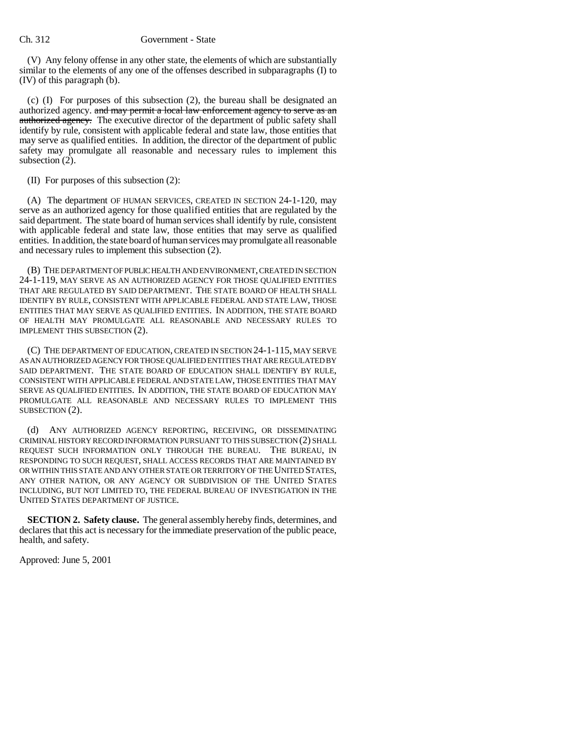(V) Any felony offense in any other state, the elements of which are substantially similar to the elements of any one of the offenses described in subparagraphs (I) to (IV) of this paragraph (b).

(c) (I) For purposes of this subsection (2), the bureau shall be designated an authorized agency. ~~and may permit a local law enforcement agency to serve as an authorized agency.~~ The executive director of the department of public safety shall identify by rule, consistent with applicable federal and state law, those entities that may serve as qualified entities. In addition, the director of the department of public safety may promulgate all reasonable and necessary rules to implement this subsection (2).

(II) For purposes of this subsection (2):

(A) The department OF HUMAN SERVICES, CREATED IN SECTION 24-1-120, may serve as an authorized agency for those qualified entities that are regulated by the said department. The state board of human services shall identify by rule, consistent with applicable federal and state law, those entities that may serve as qualified entities. In addition, the state board of human services may promulgate all reasonable and necessary rules to implement this subsection (2).

(B) THE DEPARTMENT OF PUBLIC HEALTH AND ENVIRONMENT, CREATED IN SECTION 24-1-119, MAY SERVE AS AN AUTHORIZED AGENCY FOR THOSE QUALIFIED ENTITIES THAT ARE REGULATED BY SAID DEPARTMENT. THE STATE BOARD OF HEALTH SHALL IDENTIFY BY RULE, CONSISTENT WITH APPLICABLE FEDERAL AND STATE LAW, THOSE ENTITIES THAT MAY SERVE AS QUALIFIED ENTITIES. IN ADDITION, THE STATE BOARD OF HEALTH MAY PROMULGATE ALL REASONABLE AND NECESSARY RULES TO IMPLEMENT THIS SUBSECTION (2).

(C) THE DEPARTMENT OF EDUCATION, CREATED IN SECTION 24-1-115, MAY SERVE AS AN AUTHORIZED AGENCY FOR THOSE QUALIFIED ENTITIES THAT ARE REGULATED BY SAID DEPARTMENT. THE STATE BOARD OF EDUCATION SHALL IDENTIFY BY RULE, CONSISTENT WITH APPLICABLE FEDERAL AND STATE LAW, THOSE ENTITIES THAT MAY SERVE AS QUALIFIED ENTITIES. IN ADDITION, THE STATE BOARD OF EDUCATION MAY PROMULGATE ALL REASONABLE AND NECESSARY RULES TO IMPLEMENT THIS SUBSECTION (2).

(d) ANY AUTHORIZED AGENCY REPORTING, RECEIVING, OR DISSEMINATING CRIMINAL HISTORY RECORD INFORMATION PURSUANT TO THIS SUBSECTION (2) SHALL REQUEST SUCH INFORMATION ONLY THROUGH THE BUREAU. THE BUREAU, IN RESPONDING TO SUCH REQUEST, SHALL ACCESS RECORDS THAT ARE MAINTAINED BY OR WITHIN THIS STATE AND ANY OTHER STATE OR TERRITORY OF THE UNITED STATES, ANY OTHER NATION, OR ANY AGENCY OR SUBDIVISION OF THE UNITED STATES INCLUDING, BUT NOT LIMITED TO, THE FEDERAL BUREAU OF INVESTIGATION IN THE UNITED STATES DEPARTMENT OF JUSTICE.

**SECTION 2. Safety clause.** The general assembly hereby finds, determines, and declares that this act is necessary for the immediate preservation of the public peace, health, and safety.

Approved: June 5, 2001